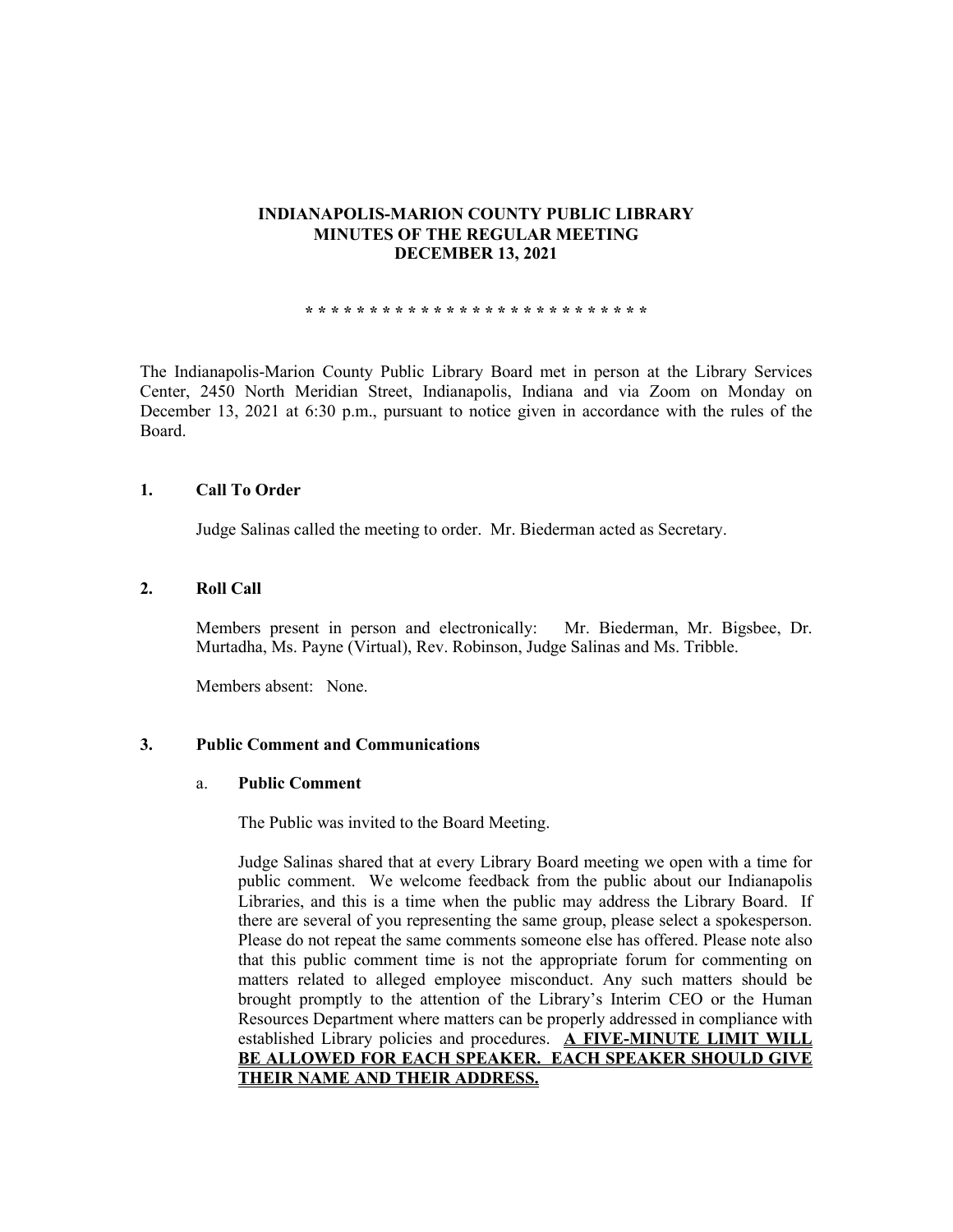# INDIANAPOLIS-MARION COUNTY PUBLIC LIBRARY
## MINUTES OF THE REGULAR MEETING
## DECEMBER 13, 2021

* * * * * * * * * * * * * * * * * * * * * * * * * * *

The Indianapolis-Marion County Public Library Board met in person at the Library Services Center, 2450 North Meridian Street, Indianapolis, Indiana and via Zoom on Monday on December 13, 2021 at 6:30 p.m., pursuant to notice given in accordance with the rules of the Board.

### 1. Call To Order

Judge Salinas called the meeting to order. Mr. Biederman acted as Secretary.

### 2. Roll Call

Members present in person and electronically: Mr. Biederman, Mr. Bigsbee, Dr. Murtadha, Ms. Payne (Virtual), Rev. Robinson, Judge Salinas and Ms. Tribble.

Members absent: None.

### 3. Public Comment and Communications

#### a. Public Comment

The Public was invited to the Board Meeting.

Judge Salinas shared that at every Library Board meeting we open with a time for public comment. We welcome feedback from the public about our Indianapolis Libraries, and this is a time when the public may address the Library Board. If there are several of you representing the same group, please select a spokesperson. Please do not repeat the same comments someone else has offered. Please note also that this public comment time is not the appropriate forum for commenting on matters related to alleged employee misconduct. Any such matters should be brought promptly to the attention of the Library's Interim CEO or the Human Resources Department where matters can be properly addressed in compliance with established Library policies and procedures. **A FIVE-MINUTE LIMIT WILL BE ALLOWED FOR EACH SPEAKER. EACH SPEAKER SHOULD GIVE THEIR NAME AND THEIR ADDRESS.**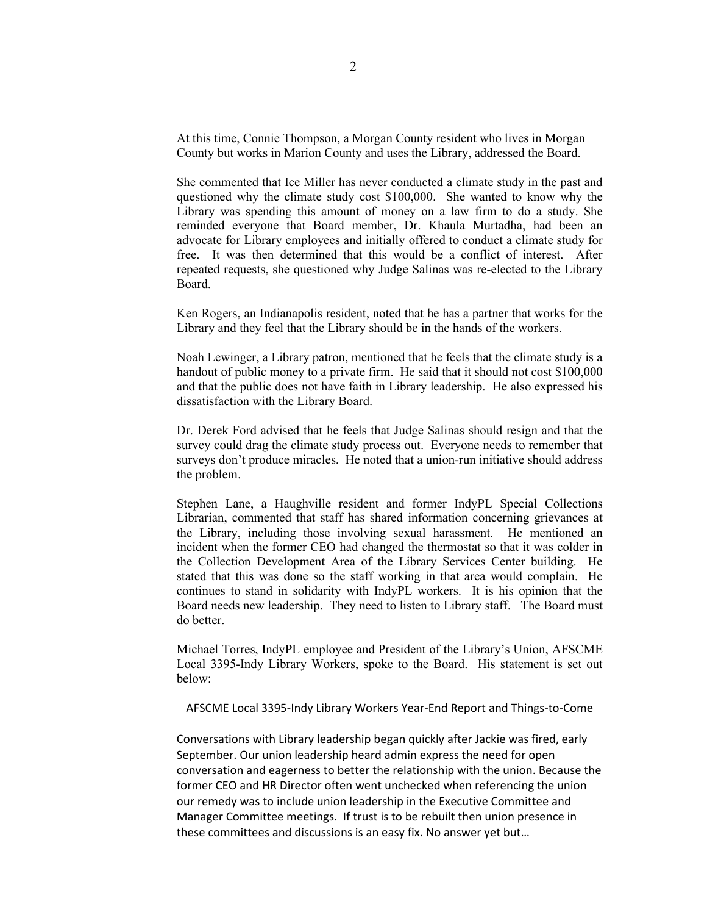At this time, Connie Thompson, a Morgan County resident who lives in Morgan County but works in Marion County and uses the Library, addressed the Board.

She commented that Ice Miller has never conducted a climate study in the past and questioned why the climate study cost $100,000. She wanted to know why the Library was spending this amount of money on a law firm to do a study. She reminded everyone that Board member, Dr. Khaula Murtadha, had been an advocate for Library employees and initially offered to conduct a climate study for free. It was then determined that this would be a conflict of interest. After repeated requests, she questioned why Judge Salinas was re-elected to the Library Board.

Ken Rogers, an Indianapolis resident, noted that he has a partner that works for the Library and they feel that the Library should be in the hands of the workers.

Noah Lewinger, a Library patron, mentioned that he feels that the climate study is a handout of public money to a private firm. He said that it should not cost $100,000 and that the public does not have faith in Library leadership. He also expressed his dissatisfaction with the Library Board.

Dr. Derek Ford advised that he feels that Judge Salinas should resign and that the survey could drag the climate study process out. Everyone needs to remember that surveys don't produce miracles. He noted that a union-run initiative should address the problem.

Stephen Lane, a Haughville resident and former IndyPL Special Collections Librarian, commented that staff has shared information concerning grievances at the Library, including those involving sexual harassment. He mentioned an incident when the former CEO had changed the thermostat so that it was colder in the Collection Development Area of the Library Services Center building. He stated that this was done so the staff working in that area would complain. He continues to stand in solidarity with IndyPL workers. It is his opinion that the Board needs new leadership. They need to listen to Library staff. The Board must do better.

Michael Torres, IndyPL employee and President of the Library's Union, AFSCME Local 3395-Indy Library Workers, spoke to the Board. His statement is set out below:

AFSCME Local 3395-Indy Library Workers Year-End Report and Things-to-Come

Conversations with Library leadership began quickly after Jackie was fired, early September. Our union leadership heard admin express the need for open conversation and eagerness to better the relationship with the union. Because the former CEO and HR Director often went unchecked when referencing the union our remedy was to include union leadership in the Executive Committee and Manager Committee meetings. If trust is to be rebuilt then union presence in these committees and discussions is an easy fix. No answer yet but…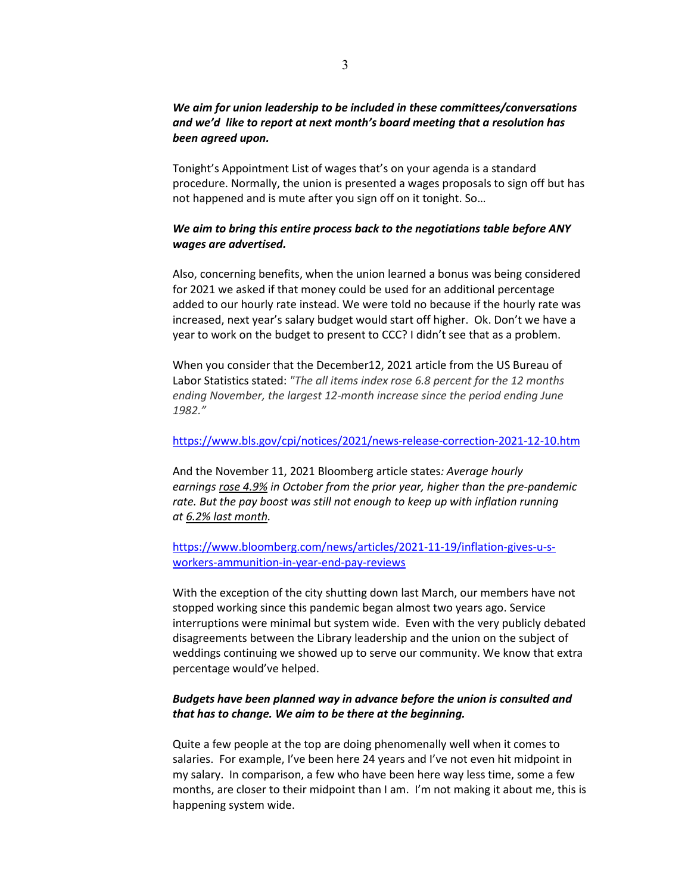***We aim for union leadership to be included in these committees/conversations and we'd like to report at next month's board meeting that a resolution has been agreed upon.***

Tonight's Appointment List of wages that's on your agenda is a standard procedure. Normally, the union is presented a wages proposals to sign off but has not happened and is mute after you sign off on it tonight. So…

***We aim to bring this entire process back to the negotiations table before ANY wages are advertised.***

Also, concerning benefits, when the union learned a bonus was being considered for 2021 we asked if that money could be used for an additional percentage added to our hourly rate instead. We were told no because if the hourly rate was increased, next year's salary budget would start off higher. Ok. Don't we have a year to work on the budget to present to CCC? I didn't see that as a problem.

When you consider that the December12, 2021 article from the US Bureau of Labor Statistics stated: *"The all items index rose 6.8 percent for the 12 months ending November, the largest 12-month increase since the period ending June 1982."*

https://www.bls.gov/cpi/notices/2021/news-release-correction-2021-12-10.htm

And the November 11, 2021 Bloomberg article states*: Average hourly earnings rose 4.9% in October from the prior year, higher than the pre-pandemic rate. But the pay boost was still not enough to keep up with inflation running at 6.2% last month.*

https://www.bloomberg.com/news/articles/2021-11-19/inflation-gives-u-s-workers-ammunition-in-year-end-pay-reviews

With the exception of the city shutting down last March, our members have not stopped working since this pandemic began almost two years ago. Service interruptions were minimal but system wide. Even with the very publicly debated disagreements between the Library leadership and the union on the subject of weddings continuing we showed up to serve our community. We know that extra percentage would've helped.

***Budgets have been planned way in advance before the union is consulted and that has to change. We aim to be there at the beginning.***

Quite a few people at the top are doing phenomenally well when it comes to salaries. For example, I've been here 24 years and I've not even hit midpoint in my salary. In comparison, a few who have been here way less time, some a few months, are closer to their midpoint than I am. I'm not making it about me, this is happening system wide.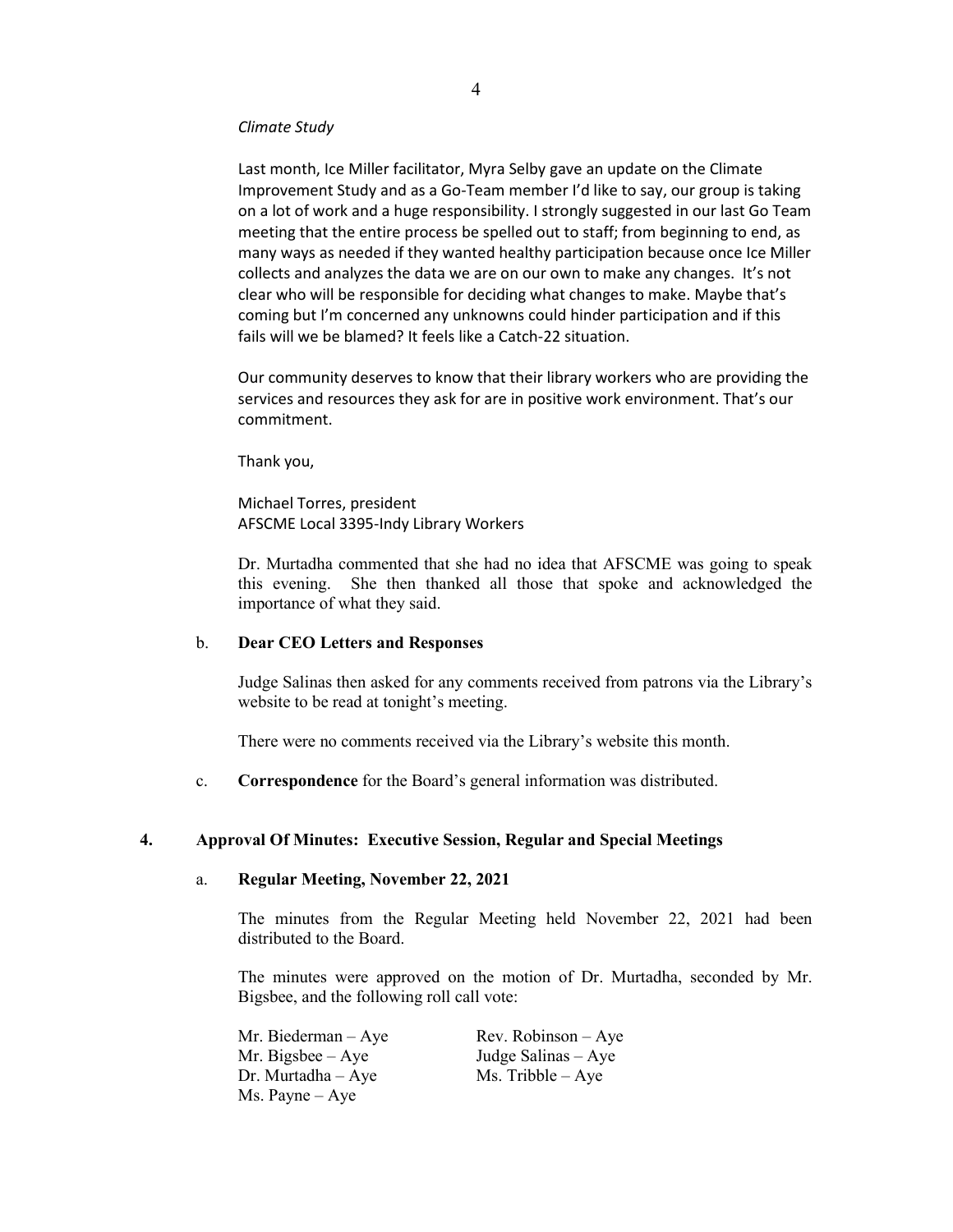*Climate Study*

Last month, Ice Miller facilitator, Myra Selby gave an update on the Climate Improvement Study and as a Go-Team member I'd like to say, our group is taking on a lot of work and a huge responsibility. I strongly suggested in our last Go Team meeting that the entire process be spelled out to staff; from beginning to end, as many ways as needed if they wanted healthy participation because once Ice Miller collects and analyzes the data we are on our own to make any changes. It's not clear who will be responsible for deciding what changes to make. Maybe that's coming but I'm concerned any unknowns could hinder participation and if this fails will we be blamed? It feels like a Catch-22 situation.

Our community deserves to know that their library workers who are providing the services and resources they ask for are in positive work environment. That's our commitment.

Thank you,

Michael Torres, president
AFSCME Local 3395-Indy Library Workers

Dr. Murtadha commented that she had no idea that AFSCME was going to speak this evening. She then thanked all those that spoke and acknowledged the importance of what they said.

b. **Dear CEO Letters and Responses**

Judge Salinas then asked for any comments received from patrons via the Library's website to be read at tonight's meeting.

There were no comments received via the Library's website this month.

c. **Correspondence** for the Board's general information was distributed.

## 4. Approval Of Minutes: Executive Session, Regular and Special Meetings

a. **Regular Meeting, November 22, 2021**

The minutes from the Regular Meeting held November 22, 2021 had been distributed to the Board.

The minutes were approved on the motion of Dr. Murtadha, seconded by Mr. Bigsbee, and the following roll call vote:

Mr. Biederman – Aye
Mr. Bigsbee – Aye
Dr. Murtadha – Aye
Ms. Payne – Aye
Rev. Robinson – Aye
Judge Salinas – Aye
Ms. Tribble – Aye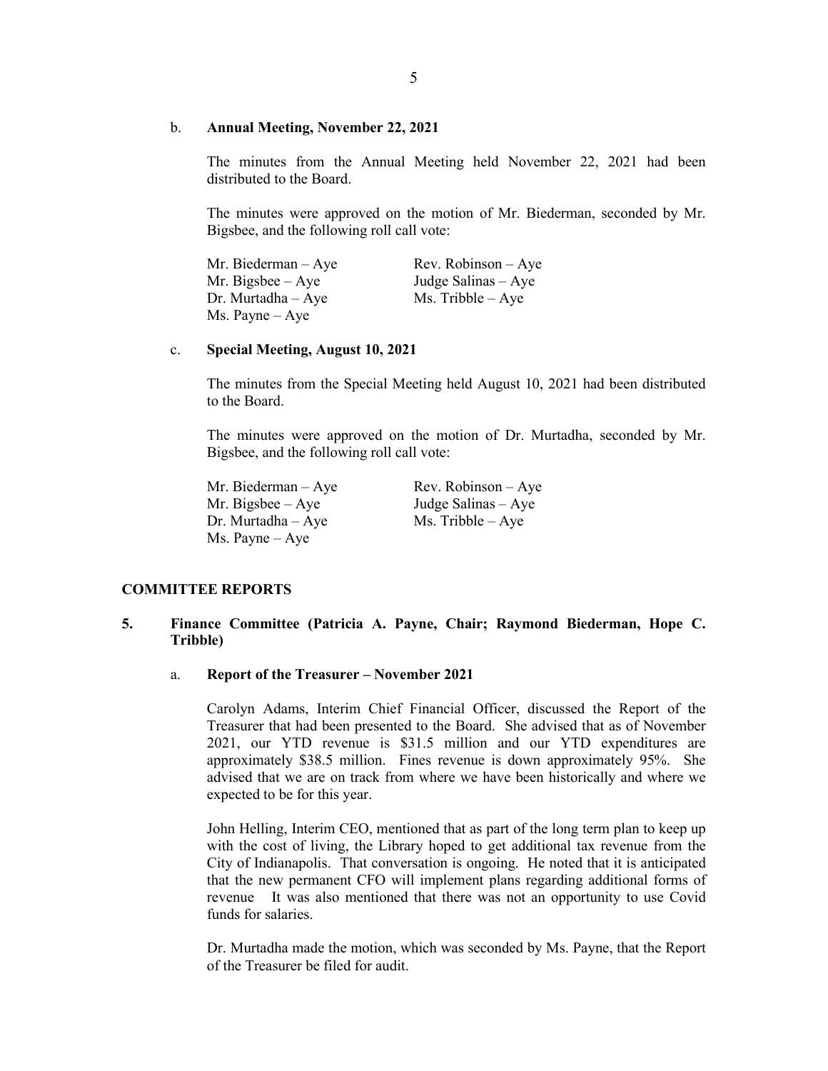b. **Annual Meeting, November 22, 2021**

The minutes from the Annual Meeting held November 22, 2021 had been distributed to the Board.

The minutes were approved on the motion of Mr. Biederman, seconded by Mr. Bigsbee, and the following roll call vote:

Mr. Biederman – Aye
Mr. Bigsbee – Aye
Dr. Murtadha – Aye
Ms. Payne – Aye
Rev. Robinson – Aye
Judge Salinas – Aye
Ms. Tribble – Aye

c. **Special Meeting, August 10, 2021**

The minutes from the Special Meeting held August 10, 2021 had been distributed to the Board.

The minutes were approved on the motion of Dr. Murtadha, seconded by Mr. Bigsbee, and the following roll call vote:

Mr. Biederman – Aye
Mr. Bigsbee – Aye
Dr. Murtadha – Aye
Ms. Payne – Aye
Rev. Robinson – Aye
Judge Salinas – Aye
Ms. Tribble – Aye

## COMMITTEE REPORTS

**5. Finance Committee (Patricia A. Payne, Chair; Raymond Biederman, Hope C. Tribble)**

a. **Report of the Treasurer – November 2021**

Carolyn Adams, Interim Chief Financial Officer, discussed the Report of the Treasurer that had been presented to the Board. She advised that as of November 2021, our YTD revenue is $31.5 million and our YTD expenditures are approximately $38.5 million. Fines revenue is down approximately 95%. She advised that we are on track from where we have been historically and where we expected to be for this year.

John Helling, Interim CEO, mentioned that as part of the long term plan to keep up with the cost of living, the Library hoped to get additional tax revenue from the City of Indianapolis. That conversation is ongoing. He noted that it is anticipated that the new permanent CFO will implement plans regarding additional forms of revenue It was also mentioned that there was not an opportunity to use Covid funds for salaries.

Dr. Murtadha made the motion, which was seconded by Ms. Payne, that the Report of the Treasurer be filed for audit.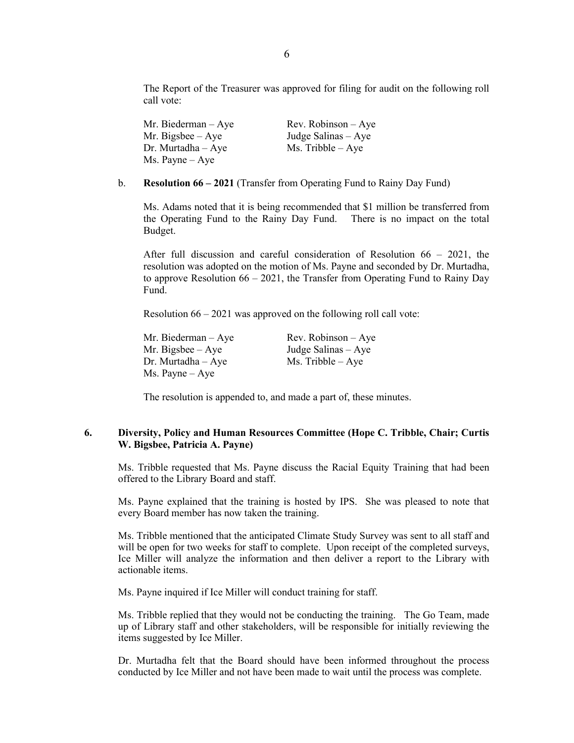The Report of the Treasurer was approved for filing for audit on the following roll call vote:

| | |
|---|---|
| Mr. Biederman – Aye | Rev. Robinson – Aye |
| Mr. Bigsbee – Aye | Judge Salinas – Aye |
| Dr. Murtadha – Aye | Ms. Tribble – Aye |
| Ms. Payne – Aye | |

b. **Resolution 66 – 2021** (Transfer from Operating Fund to Rainy Day Fund)

Ms. Adams noted that it is being recommended that $1 million be transferred from the Operating Fund to the Rainy Day Fund. There is no impact on the total Budget.

After full discussion and careful consideration of Resolution 66 – 2021, the resolution was adopted on the motion of Ms. Payne and seconded by Dr. Murtadha, to approve Resolution 66 – 2021, the Transfer from Operating Fund to Rainy Day Fund.

Resolution 66 – 2021 was approved on the following roll call vote:

| | |
|---|---|
| Mr. Biederman – Aye | Rev. Robinson – Aye |
| Mr. Bigsbee – Aye | Judge Salinas – Aye |
| Dr. Murtadha – Aye | Ms. Tribble – Aye |
| Ms. Payne – Aye | |

The resolution is appended to, and made a part of, these minutes.

**6. Diversity, Policy and Human Resources Committee (Hope C. Tribble, Chair; Curtis W. Bigsbee, Patricia A. Payne)**

Ms. Tribble requested that Ms. Payne discuss the Racial Equity Training that had been offered to the Library Board and staff.

Ms. Payne explained that the training is hosted by IPS. She was pleased to note that every Board member has now taken the training.

Ms. Tribble mentioned that the anticipated Climate Study Survey was sent to all staff and will be open for two weeks for staff to complete. Upon receipt of the completed surveys, Ice Miller will analyze the information and then deliver a report to the Library with actionable items.

Ms. Payne inquired if Ice Miller will conduct training for staff.

Ms. Tribble replied that they would not be conducting the training. The Go Team, made up of Library staff and other stakeholders, will be responsible for initially reviewing the items suggested by Ice Miller.

Dr. Murtadha felt that the Board should have been informed throughout the process conducted by Ice Miller and not have been made to wait until the process was complete.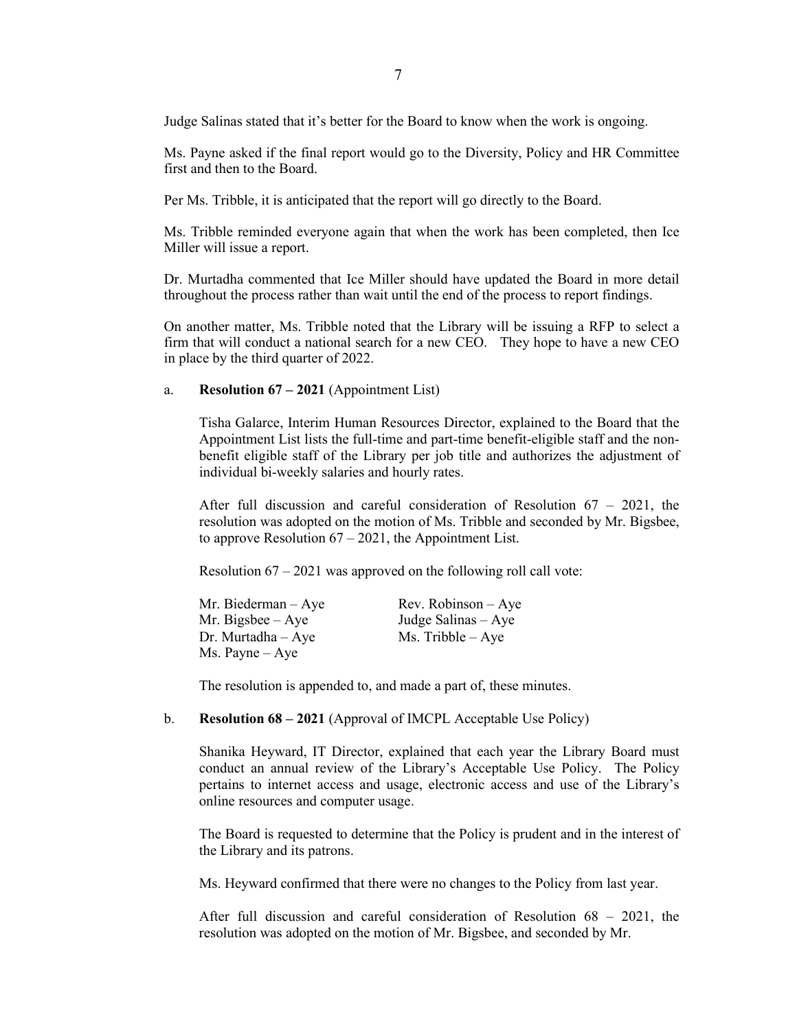Judge Salinas stated that it's better for the Board to know when the work is ongoing.

Ms. Payne asked if the final report would go to the Diversity, Policy and HR Committee first and then to the Board.

Per Ms. Tribble, it is anticipated that the report will go directly to the Board.

Ms. Tribble reminded everyone again that when the work has been completed, then Ice Miller will issue a report.

Dr. Murtadha commented that Ice Miller should have updated the Board in more detail throughout the process rather than wait until the end of the process to report findings.

On another matter, Ms. Tribble noted that the Library will be issuing a RFP to select a firm that will conduct a national search for a new CEO. They hope to have a new CEO in place by the third quarter of 2022.

a. **Resolution 67 – 2021** (Appointment List)

Tisha Galarce, Interim Human Resources Director, explained to the Board that the Appointment List lists the full-time and part-time benefit-eligible staff and the non-benefit eligible staff of the Library per job title and authorizes the adjustment of individual bi-weekly salaries and hourly rates.

After full discussion and careful consideration of Resolution 67 – 2021, the resolution was adopted on the motion of Ms. Tribble and seconded by Mr. Bigsbee, to approve Resolution 67 – 2021, the Appointment List.

Resolution 67 – 2021 was approved on the following roll call vote:

Mr. Biederman – Aye
Mr. Bigsbee – Aye
Dr. Murtadha – Aye
Ms. Payne – Aye
Rev. Robinson – Aye
Judge Salinas – Aye
Ms. Tribble – Aye

The resolution is appended to, and made a part of, these minutes.

b. **Resolution 68 – 2021** (Approval of IMCPL Acceptable Use Policy)

Shanika Heyward, IT Director, explained that each year the Library Board must conduct an annual review of the Library's Acceptable Use Policy. The Policy pertains to internet access and usage, electronic access and use of the Library's online resources and computer usage.

The Board is requested to determine that the Policy is prudent and in the interest of the Library and its patrons.

Ms. Heyward confirmed that there were no changes to the Policy from last year.

After full discussion and careful consideration of Resolution 68 – 2021, the resolution was adopted on the motion of Mr. Bigsbee, and seconded by Mr.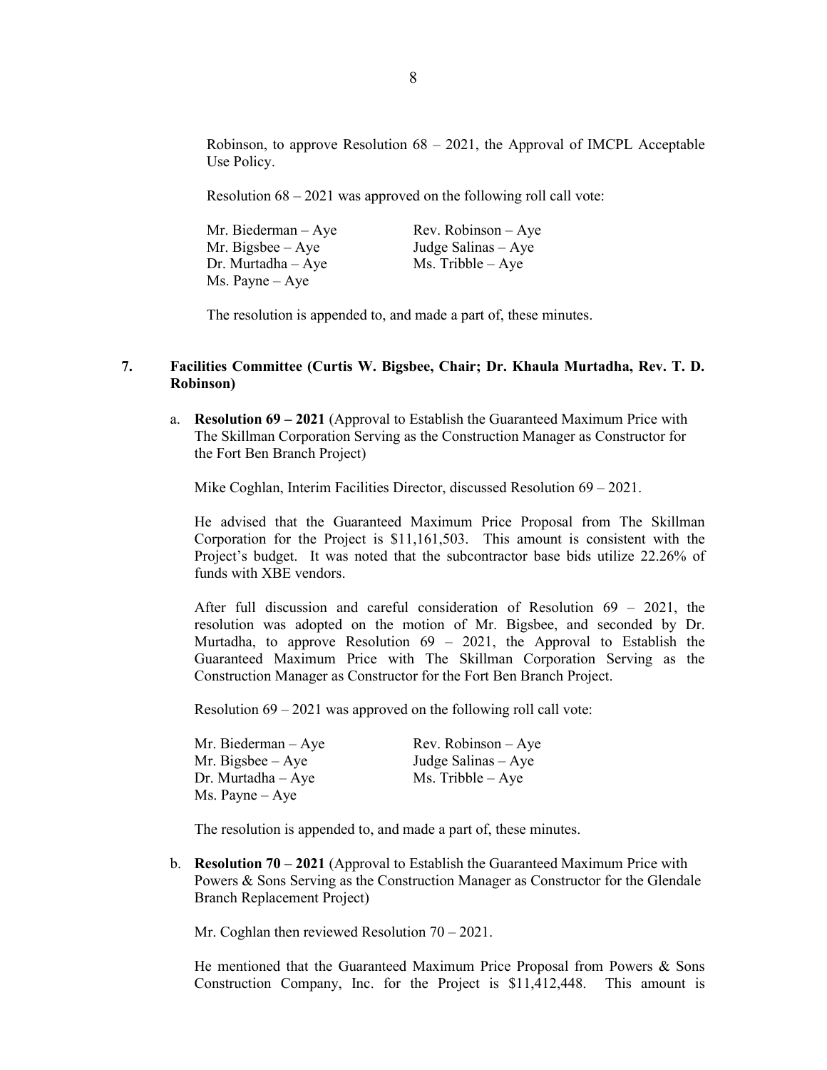Robinson, to approve Resolution 68 – 2021, the Approval of IMCPL Acceptable Use Policy.

Resolution 68 – 2021 was approved on the following roll call vote:

| | |
|---|---|
| Mr. Biederman – Aye | Rev. Robinson – Aye |
| Mr. Bigsbee – Aye | Judge Salinas – Aye |
| Dr. Murtadha – Aye | Ms. Tribble – Aye |
| Ms. Payne – Aye | |

The resolution is appended to, and made a part of, these minutes.

## 7. Facilities Committee (Curtis W. Bigsbee, Chair; Dr. Khaula Murtadha, Rev. T. D. Robinson)

a. **Resolution 69 – 2021** (Approval to Establish the Guaranteed Maximum Price with The Skillman Corporation Serving as the Construction Manager as Constructor for the Fort Ben Branch Project)

Mike Coghlan, Interim Facilities Director, discussed Resolution 69 – 2021.

He advised that the Guaranteed Maximum Price Proposal from The Skillman Corporation for the Project is $11,161,503. This amount is consistent with the Project's budget. It was noted that the subcontractor base bids utilize 22.26% of funds with XBE vendors.

After full discussion and careful consideration of Resolution 69 – 2021, the resolution was adopted on the motion of Mr. Bigsbee, and seconded by Dr. Murtadha, to approve Resolution 69 – 2021, the Approval to Establish the Guaranteed Maximum Price with The Skillman Corporation Serving as the Construction Manager as Constructor for the Fort Ben Branch Project.

Resolution 69 – 2021 was approved on the following roll call vote:

| | |
|---|---|
| Mr. Biederman – Aye | Rev. Robinson – Aye |
| Mr. Bigsbee – Aye | Judge Salinas – Aye |
| Dr. Murtadha – Aye | Ms. Tribble – Aye |
| Ms. Payne – Aye | |

The resolution is appended to, and made a part of, these minutes.

b. **Resolution 70 – 2021** (Approval to Establish the Guaranteed Maximum Price with Powers & Sons Serving as the Construction Manager as Constructor for the Glendale Branch Replacement Project)

Mr. Coghlan then reviewed Resolution 70 – 2021.

He mentioned that the Guaranteed Maximum Price Proposal from Powers & Sons Construction Company, Inc. for the Project is $11,412,448. This amount is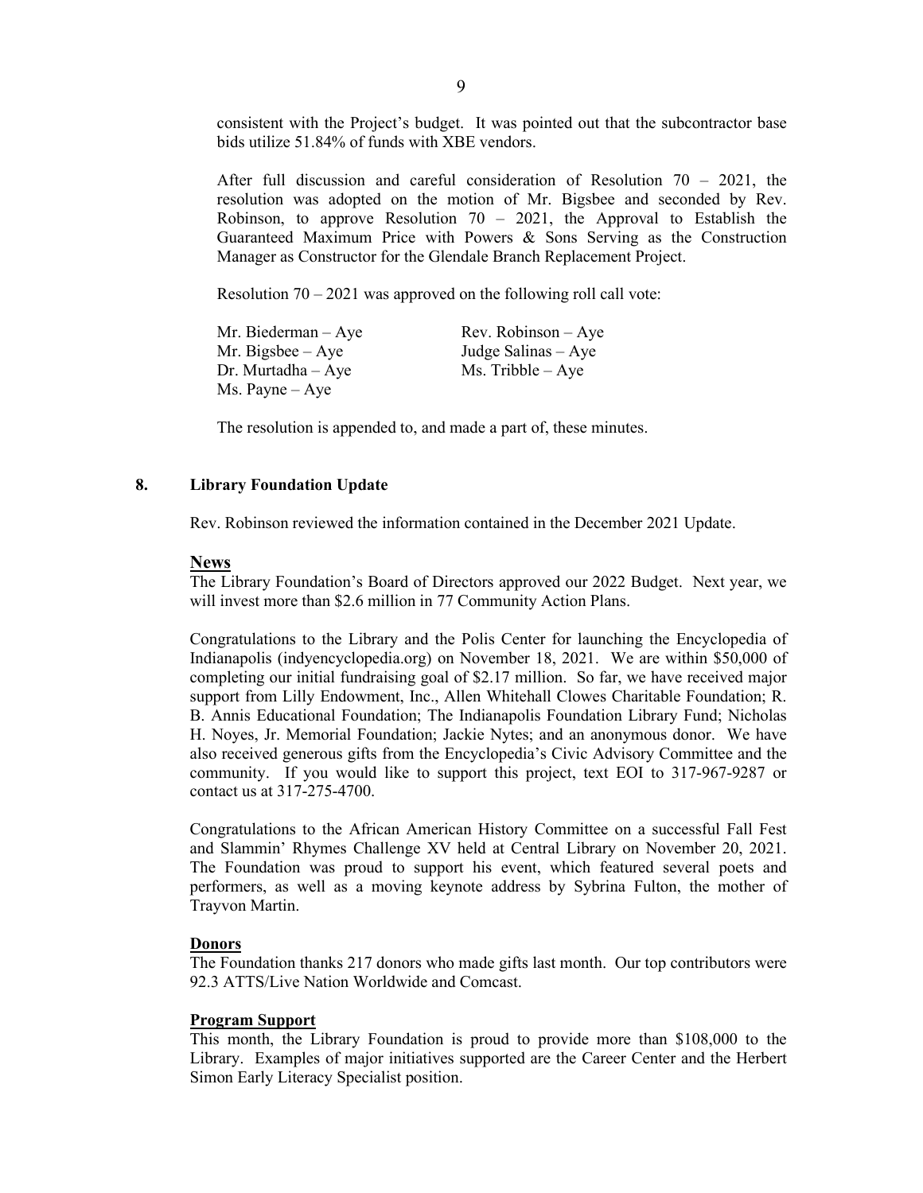consistent with the Project's budget. It was pointed out that the subcontractor base bids utilize 51.84% of funds with XBE vendors.

After full discussion and careful consideration of Resolution 70 – 2021, the resolution was adopted on the motion of Mr. Bigsbee and seconded by Rev. Robinson, to approve Resolution 70 – 2021, the Approval to Establish the Guaranteed Maximum Price with Powers & Sons Serving as the Construction Manager as Constructor for the Glendale Branch Replacement Project.

Resolution 70 – 2021 was approved on the following roll call vote:

Mr. Biederman – Aye
Mr. Bigsbee – Aye
Dr. Murtadha – Aye
Ms. Payne – Aye
Rev. Robinson – Aye
Judge Salinas – Aye
Ms. Tribble – Aye

The resolution is appended to, and made a part of, these minutes.

## 8. Library Foundation Update

Rev. Robinson reviewed the information contained in the December 2021 Update.

**News**

The Library Foundation's Board of Directors approved our 2022 Budget. Next year, we will invest more than $2.6 million in 77 Community Action Plans.

Congratulations to the Library and the Polis Center for launching the Encyclopedia of Indianapolis (indyencyclopedia.org) on November 18, 2021. We are within $50,000 of completing our initial fundraising goal of $2.17 million. So far, we have received major support from Lilly Endowment, Inc., Allen Whitehall Clowes Charitable Foundation; R. B. Annis Educational Foundation; The Indianapolis Foundation Library Fund; Nicholas H. Noyes, Jr. Memorial Foundation; Jackie Nytes; and an anonymous donor. We have also received generous gifts from the Encyclopedia's Civic Advisory Committee and the community. If you would like to support this project, text EOI to 317-967-9287 or contact us at 317-275-4700.

Congratulations to the African American History Committee on a successful Fall Fest and Slammin' Rhymes Challenge XV held at Central Library on November 20, 2021. The Foundation was proud to support his event, which featured several poets and performers, as well as a moving keynote address by Sybrina Fulton, the mother of Trayvon Martin.

**Donors**

The Foundation thanks 217 donors who made gifts last month. Our top contributors were 92.3 ATTS/Live Nation Worldwide and Comcast.

**Program Support**

This month, the Library Foundation is proud to provide more than $108,000 to the Library. Examples of major initiatives supported are the Career Center and the Herbert Simon Early Literacy Specialist position.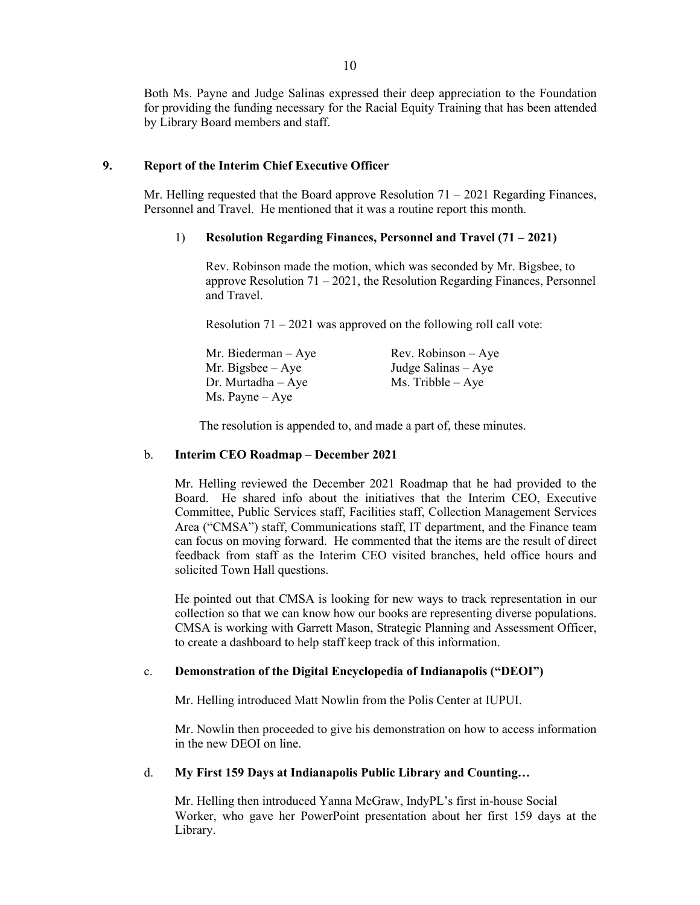Both Ms. Payne and Judge Salinas expressed their deep appreciation to the Foundation for providing the funding necessary for the Racial Equity Training that has been attended by Library Board members and staff.

## 9. Report of the Interim Chief Executive Officer

Mr. Helling requested that the Board approve Resolution 71 – 2021 Regarding Finances, Personnel and Travel. He mentioned that it was a routine report this month.

### 1) Resolution Regarding Finances, Personnel and Travel (71 – 2021)

Rev. Robinson made the motion, which was seconded by Mr. Bigsbee, to approve Resolution 71 – 2021, the Resolution Regarding Finances, Personnel and Travel.

Resolution 71 – 2021 was approved on the following roll call vote:

Mr. Biederman – Aye
Mr. Bigsbee – Aye
Dr. Murtadha – Aye
Ms. Payne – Aye
Rev. Robinson – Aye
Judge Salinas – Aye
Ms. Tribble – Aye

The resolution is appended to, and made a part of, these minutes.

### b. Interim CEO Roadmap – December 2021

Mr. Helling reviewed the December 2021 Roadmap that he had provided to the Board. He shared info about the initiatives that the Interim CEO, Executive Committee, Public Services staff, Facilities staff, Collection Management Services Area ("CMSA") staff, Communications staff, IT department, and the Finance team can focus on moving forward. He commented that the items are the result of direct feedback from staff as the Interim CEO visited branches, held office hours and solicited Town Hall questions.

He pointed out that CMSA is looking for new ways to track representation in our collection so that we can know how our books are representing diverse populations. CMSA is working with Garrett Mason, Strategic Planning and Assessment Officer, to create a dashboard to help staff keep track of this information.

### c. Demonstration of the Digital Encyclopedia of Indianapolis ("DEOI")

Mr. Helling introduced Matt Nowlin from the Polis Center at IUPUI.

Mr. Nowlin then proceeded to give his demonstration on how to access information in the new DEOI on line.

### d. My First 159 Days at Indianapolis Public Library and Counting…

Mr. Helling then introduced Yanna McGraw, IndyPL's first in-house Social Worker, who gave her PowerPoint presentation about her first 159 days at the Library.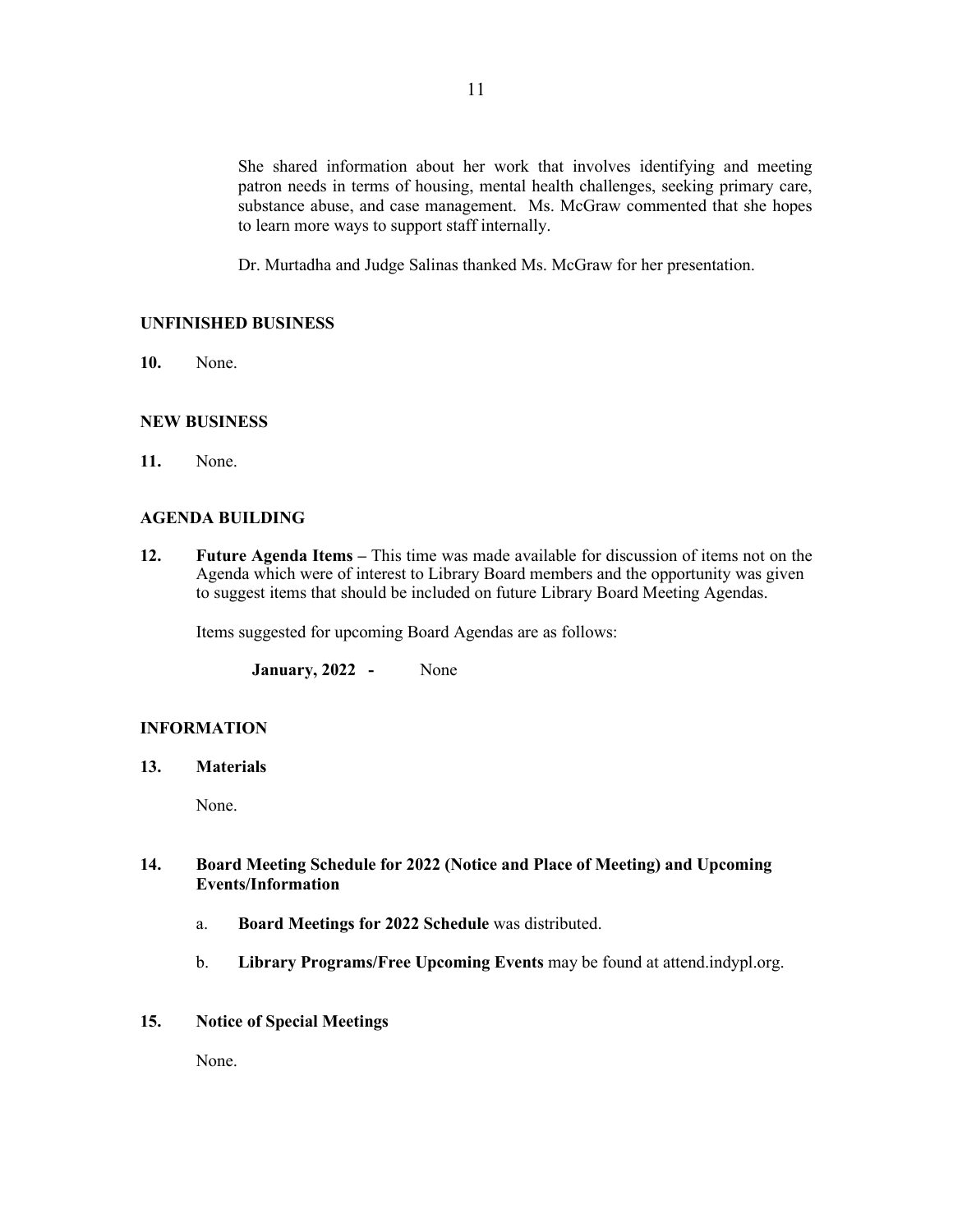She shared information about her work that involves identifying and meeting patron needs in terms of housing, mental health challenges, seeking primary care, substance abuse, and case management. Ms. McGraw commented that she hopes to learn more ways to support staff internally.

Dr. Murtadha and Judge Salinas thanked Ms. McGraw for her presentation.

## UNFINISHED BUSINESS

**10.** None.

## NEW BUSINESS

**11.** None.

## AGENDA BUILDING

**12. Future Agenda Items –** This time was made available for discussion of items not on the Agenda which were of interest to Library Board members and the opportunity was given to suggest items that should be included on future Library Board Meeting Agendas.

Items suggested for upcoming Board Agendas are as follows:

**January, 2022 -** None

## INFORMATION

**13. Materials**

None.

**14. Board Meeting Schedule for 2022 (Notice and Place of Meeting) and Upcoming Events/Information**

a. **Board Meetings for 2022 Schedule** was distributed.

b. **Library Programs/Free Upcoming Events** may be found at attend.indypl.org.

**15. Notice of Special Meetings**

None.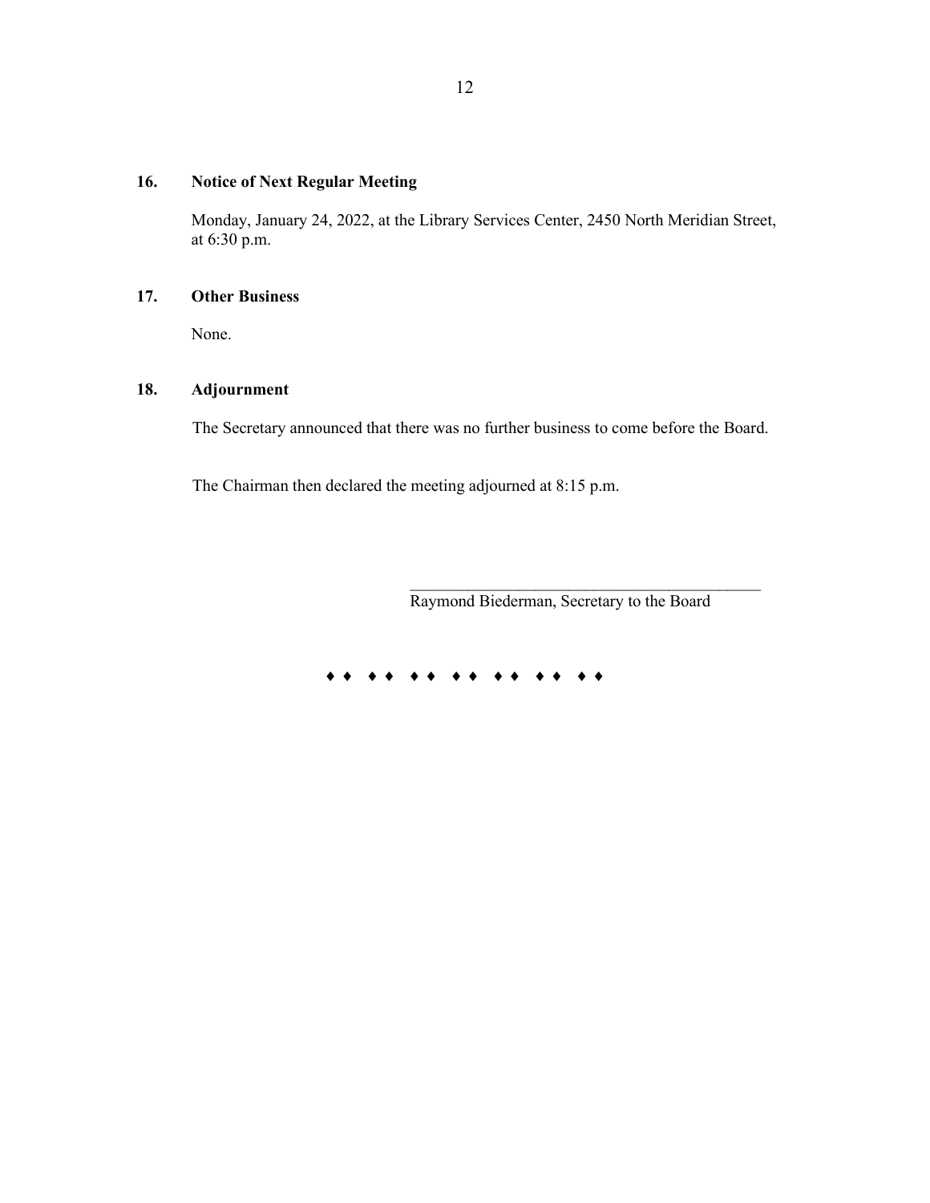## 16. Notice of Next Regular Meeting

Monday, January 24, 2022, at the Library Services Center, 2450 North Meridian Street, at 6:30 p.m.

## 17. Other Business

None.

## 18. Adjournment

The Secretary announced that there was no further business to come before the Board.

The Chairman then declared the meeting adjourned at 8:15 p.m.

\_\_\_\_\_\_\_\_\_\_\_\_\_\_\_\_\_\_\_\_\_\_\_\_\_\_\_\_\_\_\_\_\_\_\_\_\_\_\_\_\_\_\_\_
Raymond Biederman, Secretary to the Board

♦♦ ♦♦ ♦♦ ♦♦ ♦♦ ♦♦ ♦♦